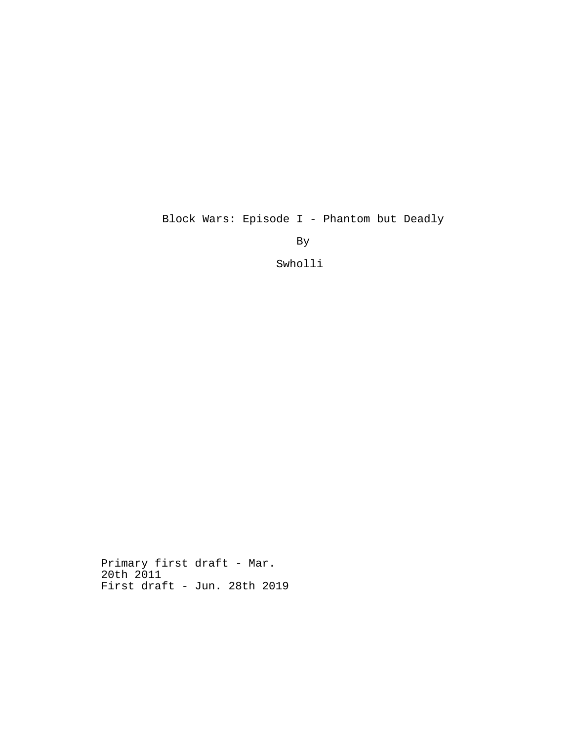# Block Wars: Episode I - Phantom but Deadly

By

Swholli

Primary first draft - Mar. 20th 2011
First draft - Jun. 28th 2019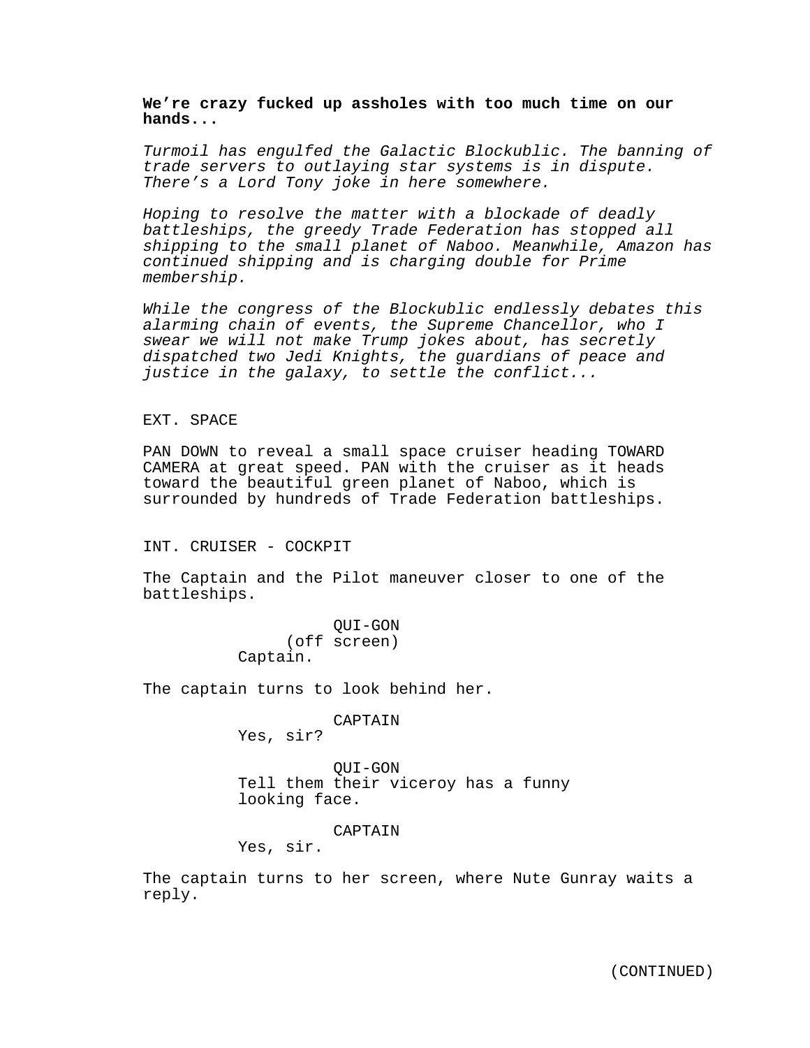**We're crazy fucked up assholes with too much time on our hands...**

*Turmoil has engulfed the Galactic Blockublic. The banning of trade servers to outlaying star systems is in dispute. There's a Lord Tony joke in here somewhere.*

*Hoping to resolve the matter with a blockade of deadly battleships, the greedy Trade Federation has stopped all shipping to the small planet of Naboo. Meanwhile, Amazon has continued shipping and is charging double for Prime membership.*

*While the congress of the Blockublic endlessly debates this alarming chain of events, the Supreme Chancellor, who I swear we will not make Trump jokes about, has secretly dispatched two Jedi Knights, the guardians of peace and justice in the galaxy, to settle the conflict...*

EXT. SPACE

PAN DOWN to reveal a small space cruiser heading TOWARD CAMERA at great speed. PAN with the cruiser as it heads toward the beautiful green planet of Naboo, which is surrounded by hundreds of Trade Federation battleships.

INT. CRUISER - COCKPIT

The Captain and the Pilot maneuver closer to one of the battleships.

QUI-GON
(off screen)
Captain.

The captain turns to look behind her.

CAPTAIN
Yes, sir?

QUI-GON
Tell them their viceroy has a funny looking face.

CAPTAIN
Yes, sir.

The captain turns to her screen, where Nute Gunray waits a reply.

(CONTINUED)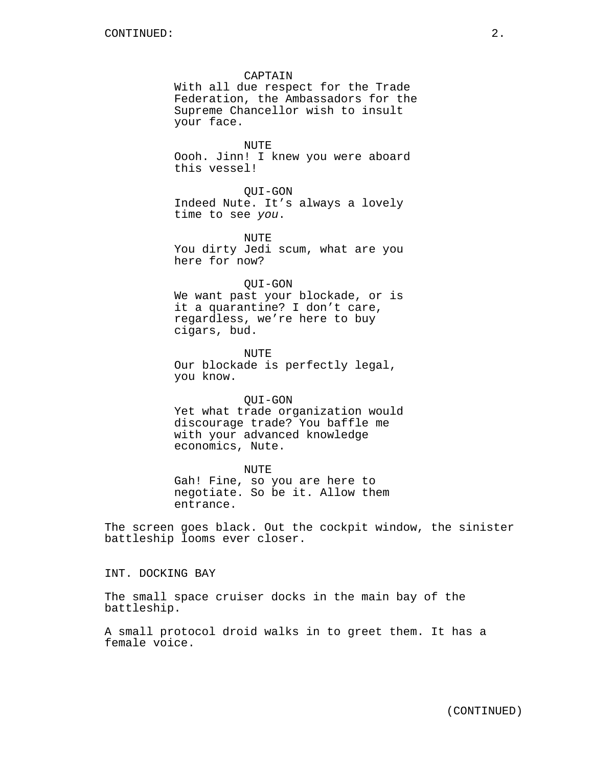CONTINUED:

CAPTAIN
With all due respect for the Trade Federation, the Ambassadors for the Supreme Chancellor wish to insult your face.

NUTE
Oooh. Jinn! I knew you were aboard this vessel!

QUI-GON
Indeed Nute. It's always a lovely time to see *you*.

NUTE
You dirty Jedi scum, what are you here for now?

QUI-GON
We want past your blockade, or is it a quarantine? I don't care, regardless, we're here to buy cigars, bud.

NUTE
Our blockade is perfectly legal, you know.

QUI-GON
Yet what trade organization would discourage trade? You baffle me with your advanced knowledge economics, Nute.

NUTE
Gah! Fine, so you are here to negotiate. So be it. Allow them entrance.

The screen goes black. Out the cockpit window, the sinister battleship looms ever closer.

INT. DOCKING BAY

The small space cruiser docks in the main bay of the battleship.

A small protocol droid walks in to greet them. It has a female voice.

(CONTINUED)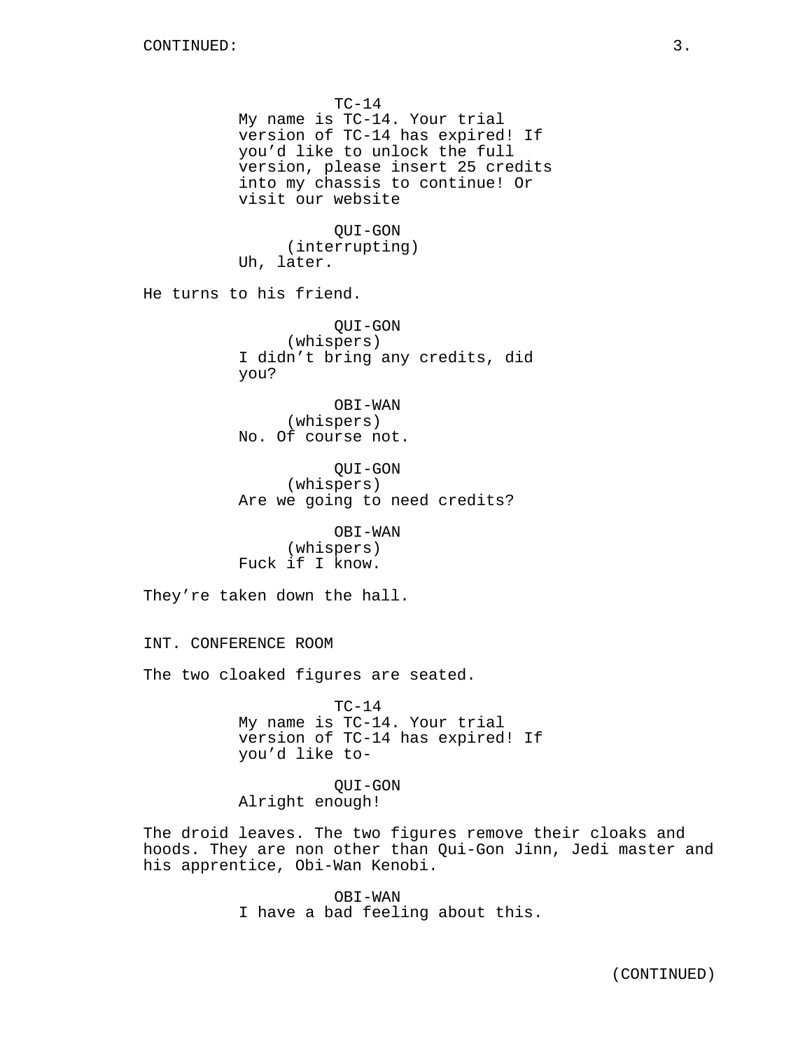TC-14
My name is TC-14. Your trial version of TC-14 has expired! If you'd like to unlock the full version, please insert 25 credits into my chassis to continue! Or visit our website

QUI-GON
(interrupting)
Uh, later.

He turns to his friend.

QUI-GON
(whispers)
I didn't bring any credits, did you?

OBI-WAN
(whispers)
No. Of course not.

QUI-GON
(whispers)
Are we going to need credits?

OBI-WAN
(whispers)
Fuck if I know.

They're taken down the hall.

INT. CONFERENCE ROOM

The two cloaked figures are seated.

TC-14
My name is TC-14. Your trial version of TC-14 has expired! If you'd like to-

QUI-GON
Alright enough!

The droid leaves. The two figures remove their cloaks and hoods. They are non other than Qui-Gon Jinn, Jedi master and his apprentice, Obi-Wan Kenobi.

OBI-WAN
I have a bad feeling about this.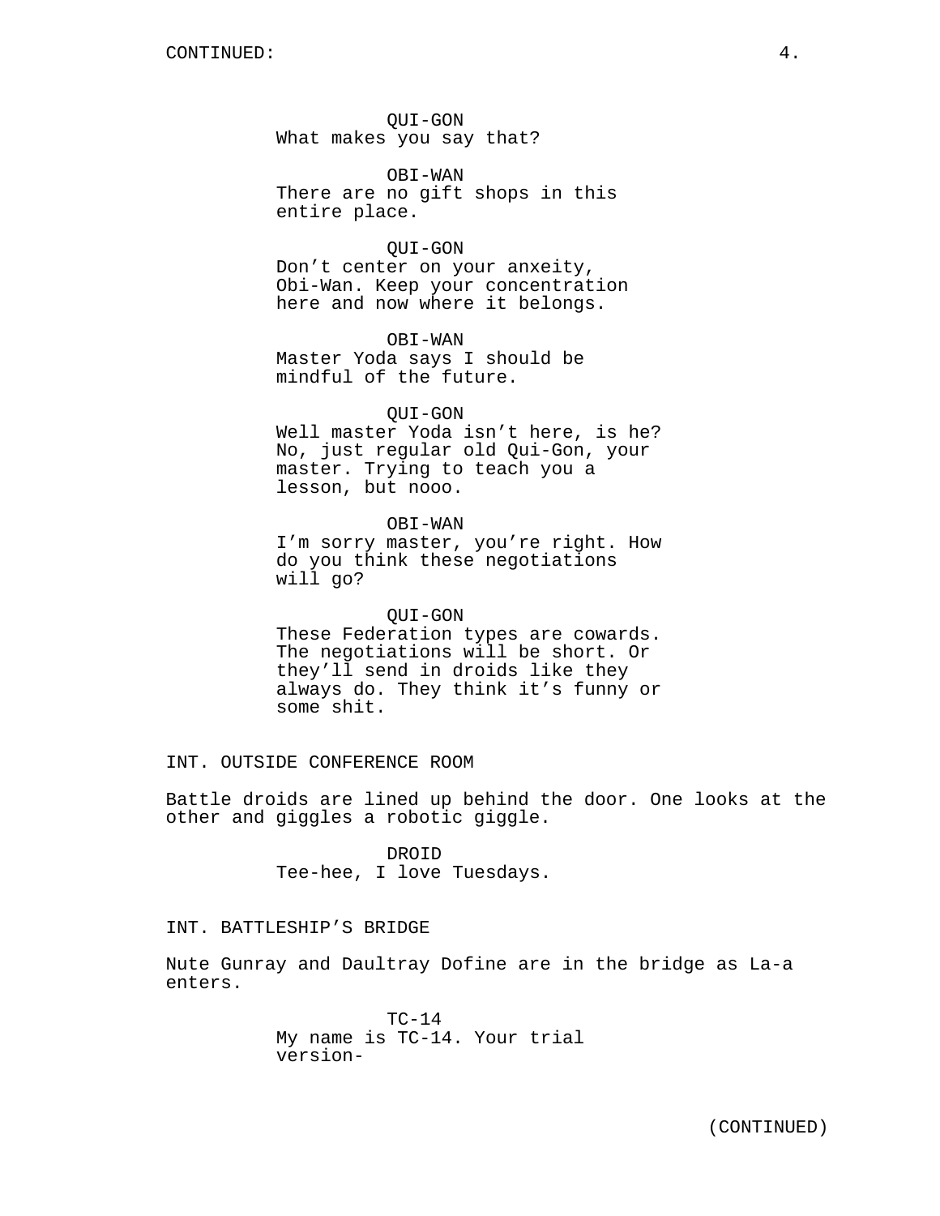CONTINUED:

QUI-GON
What makes you say that?

OBI-WAN
There are no gift shops in this entire place.

QUI-GON
Don't center on your anxeity, Obi-Wan. Keep your concentration here and now where it belongs.

OBI-WAN
Master Yoda says I should be mindful of the future.

QUI-GON
Well master Yoda isn't here, is he? No, just regular old Qui-Gon, your master. Trying to teach you a lesson, but nooo.

OBI-WAN
I'm sorry master, you're right. How do you think these negotiations will go?

QUI-GON
These Federation types are cowards. The negotiations will be short. Or they'll send in droids like they always do. They think it's funny or some shit.

INT. OUTSIDE CONFERENCE ROOM

Battle droids are lined up behind the door. One looks at the other and giggles a robotic giggle.

DROID
Tee-hee, I love Tuesdays.

INT. BATTLESHIP'S BRIDGE

Nute Gunray and Daultray Dofine are in the bridge as La-a enters.

TC-14
My name is TC-14. Your trial version-

(CONTINUED)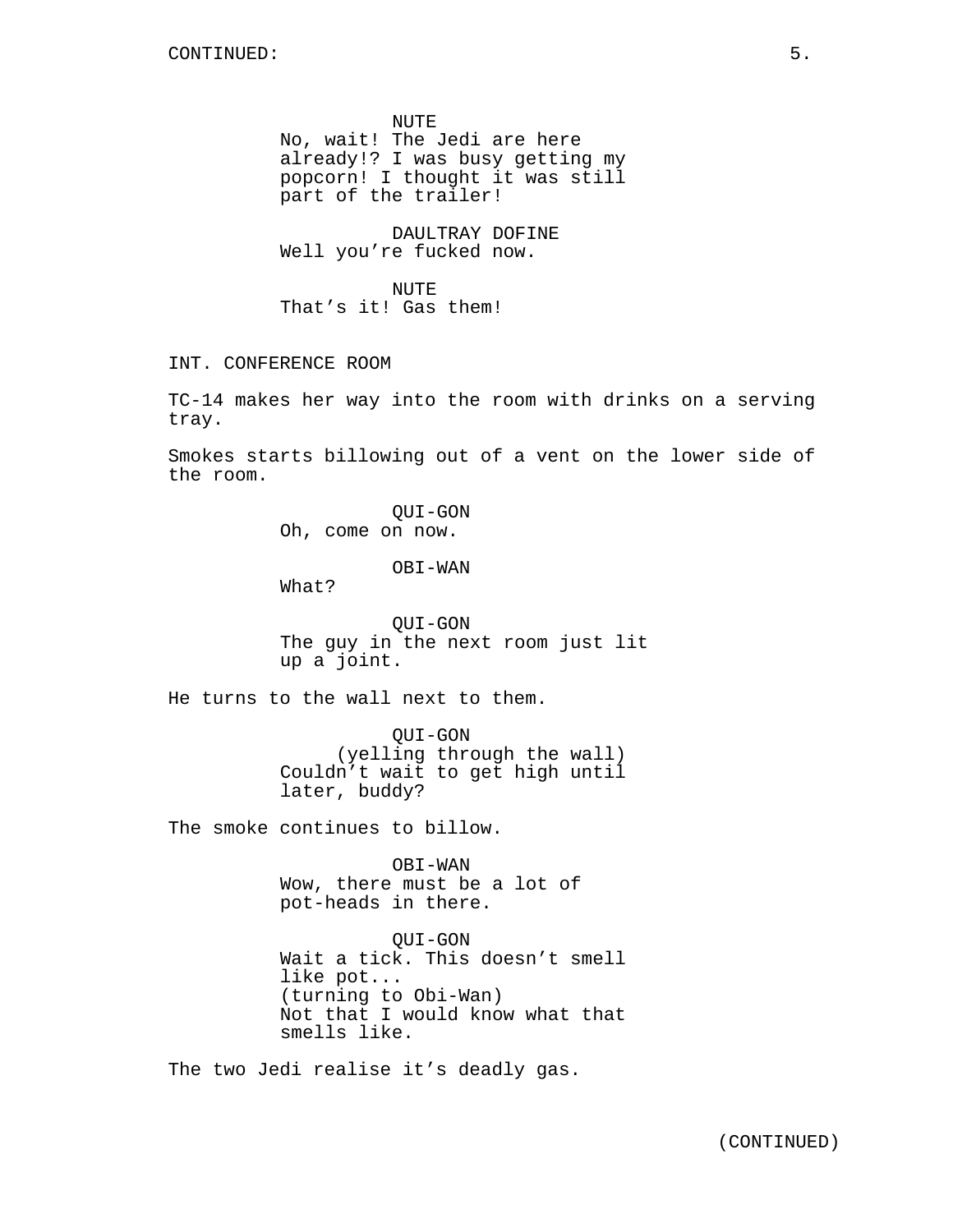NUTE
No, wait! The Jedi are here already!? I was busy getting my popcorn! I thought it was still part of the trailer!

DAULTRAY DOFINE
Well you're fucked now.

NUTE
That's it! Gas them!

INT. CONFERENCE ROOM

TC-14 makes her way into the room with drinks on a serving tray.

Smokes starts billowing out of a vent on the lower side of the room.

QUI-GON
Oh, come on now.

OBI-WAN
What?

QUI-GON
The guy in the next room just lit up a joint.

He turns to the wall next to them.

QUI-GON
(yelling through the wall)
Couldn't wait to get high until later, buddy?

The smoke continues to billow.

OBI-WAN
Wow, there must be a lot of pot-heads in there.

QUI-GON
Wait a tick. This doesn't smell like pot...
(turning to Obi-Wan)
Not that I would know what that smells like.

The two Jedi realise it's deadly gas.

(CONTINUED)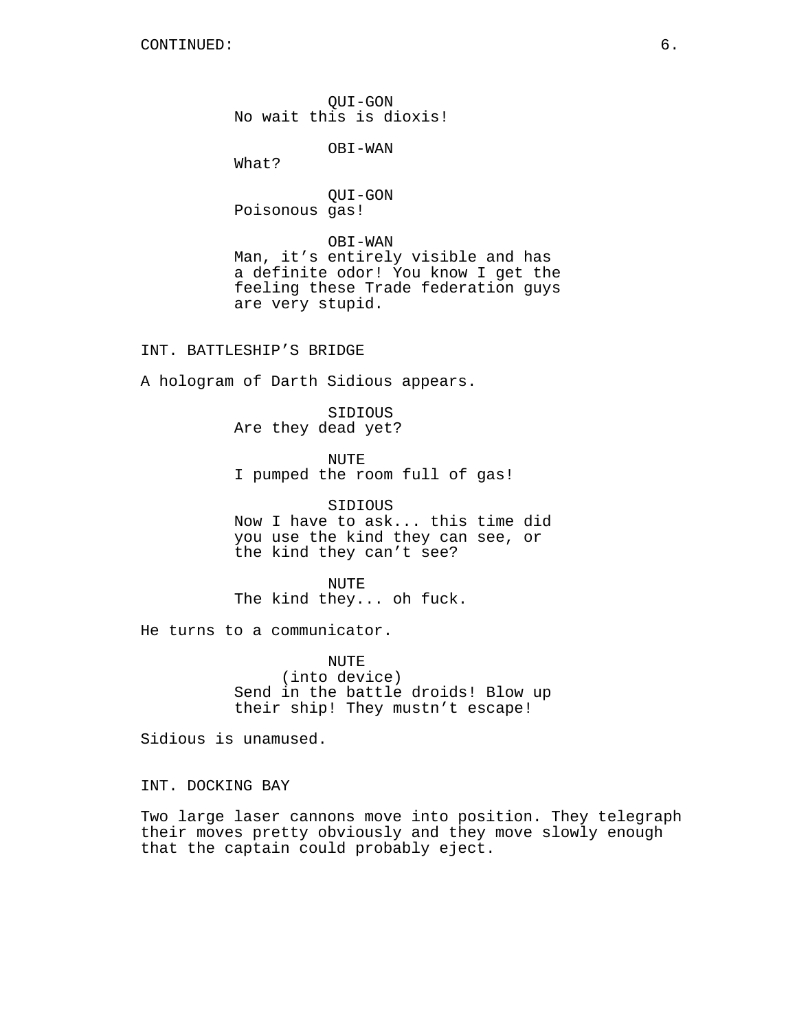QUI-GON
No wait this is dioxis!

OBI-WAN
What?

QUI-GON
Poisonous gas!

OBI-WAN
Man, it’s entirely visible and has a definite odor! You know I get the feeling these Trade federation guys are very stupid.

INT. BATTLESHIP’S BRIDGE

A hologram of Darth Sidious appears.

SIDIOUS
Are they dead yet?

NUTE
I pumped the room full of gas!

SIDIOUS
Now I have to ask... this time did you use the kind they can see, or the kind they can’t see?

NUTE
The kind they... oh fuck.

He turns to a communicator.

NUTE
(into device)
Send in the battle droids! Blow up their ship! They mustn’t escape!

Sidious is unamused.

INT. DOCKING BAY

Two large laser cannons move into position. They telegraph their moves pretty obviously and they move slowly enough that the captain could probably eject.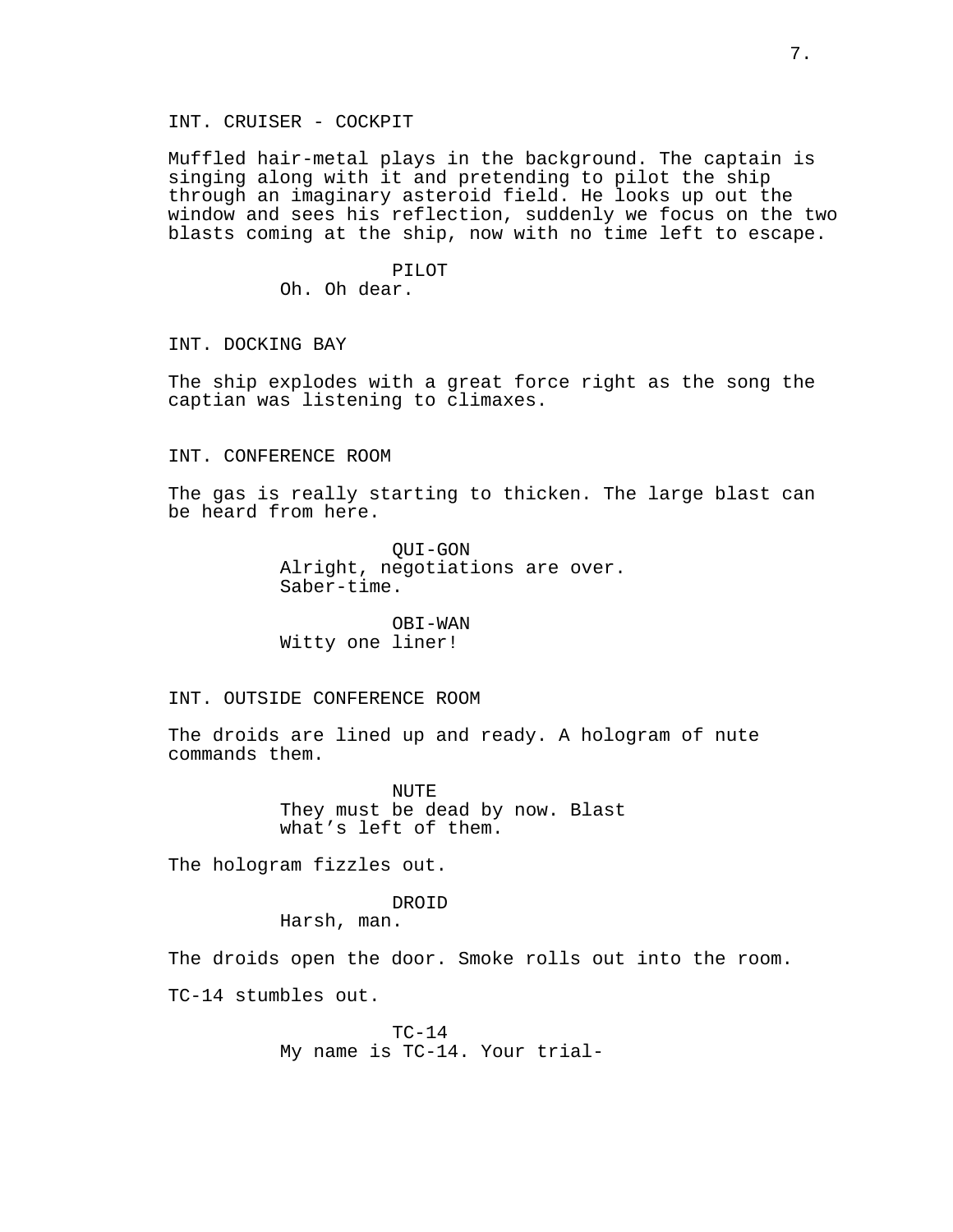INT. CRUISER - COCKPIT

Muffled hair-metal plays in the background. The captain is singing along with it and pretending to pilot the ship through an imaginary asteroid field. He looks up out the window and sees his reflection, suddenly we focus on the two blasts coming at the ship, now with no time left to escape.

PILOT
Oh. Oh dear.

INT. DOCKING BAY

The ship explodes with a great force right as the song the captian was listening to climaxes.

INT. CONFERENCE ROOM

The gas is really starting to thicken. The large blast can be heard from here.

QUI-GON
Alright, negotiations are over. Saber-time.

OBI-WAN
Witty one liner!

INT. OUTSIDE CONFERENCE ROOM

The droids are lined up and ready. A hologram of nute commands them.

NUTE
They must be dead by now. Blast what’s left of them.

The hologram fizzles out.

DROID
Harsh, man.

The droids open the door. Smoke rolls out into the room.

TC-14 stumbles out.

TC-14
My name is TC-14. Your trial-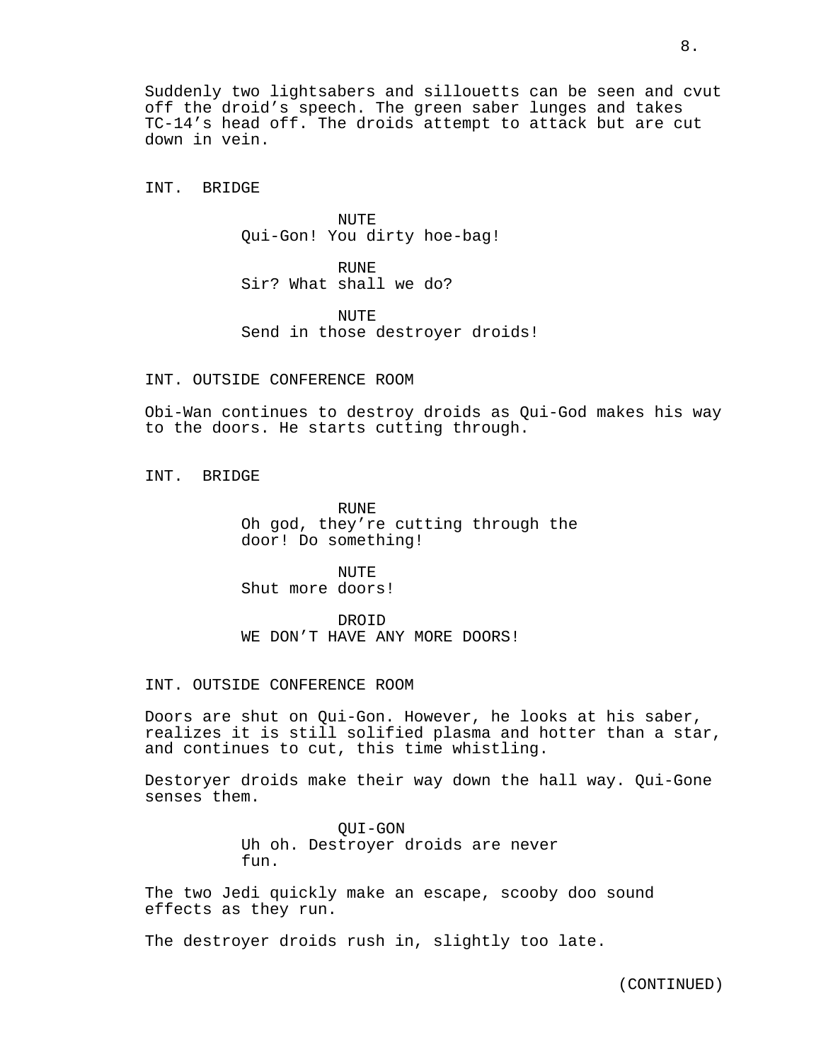Suddenly two lightsabers and sillouetts can be seen and cvut off the droid's speech. The green saber lunges and takes TC-14's head off. The droids attempt to attack but are cut down in vein.

INT. BRIDGE

NUTE
Qui-Gon! You dirty hoe-bag!

RUNE
Sir? What shall we do?

NUTE
Send in those destroyer droids!

INT. OUTSIDE CONFERENCE ROOM

Obi-Wan continues to destroy droids as Qui-God makes his way to the doors. He starts cutting through.

INT. BRIDGE

RUNE
Oh god, they're cutting through the door! Do something!

NUTE
Shut more doors!

DROID
WE DON'T HAVE ANY MORE DOORS!

INT. OUTSIDE CONFERENCE ROOM

Doors are shut on Qui-Gon. However, he looks at his saber, realizes it is still solified plasma and hotter than a star, and continues to cut, this time whistling.

Destoryer droids make their way down the hall way. Qui-Gone senses them.

QUI-GON
Uh oh. Destroyer droids are never fun.

The two Jedi quickly make an escape, scooby doo sound effects as they run.

The destroyer droids rush in, slightly too late.

(CONTINUED)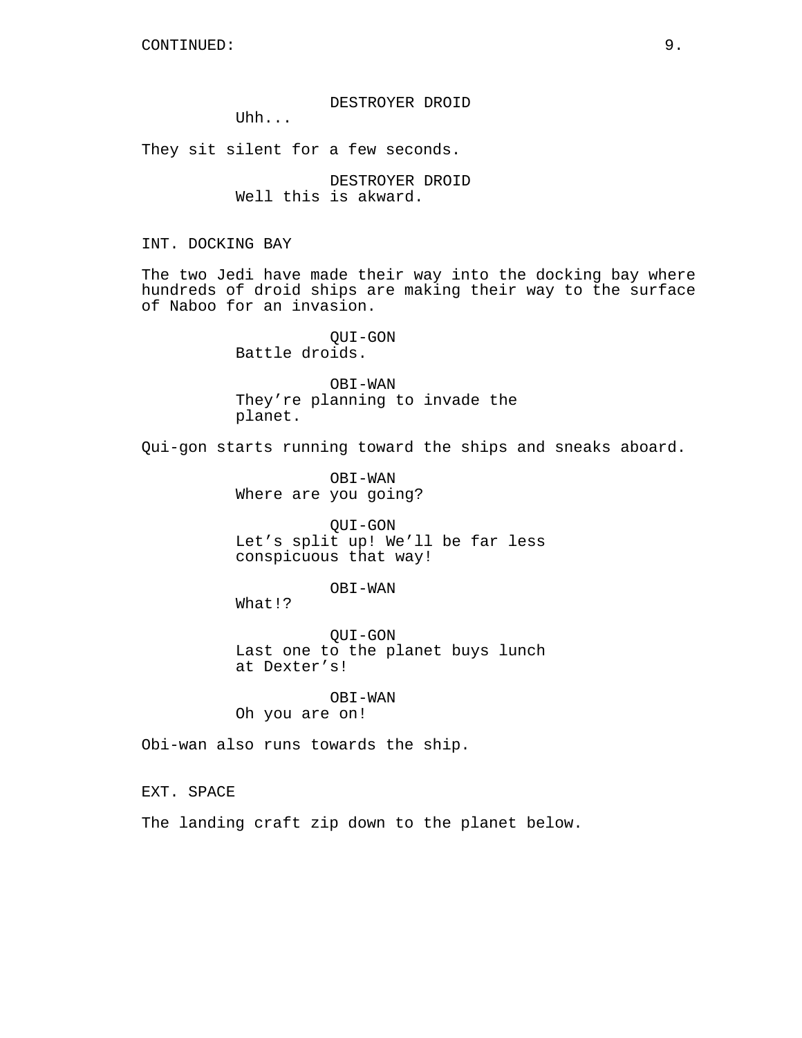CONTINUED:

DESTROYER DROID
Uhh...

They sit silent for a few seconds.

DESTROYER DROID
Well this is akward.

INT. DOCKING BAY

The two Jedi have made their way into the docking bay where hundreds of droid ships are making their way to the surface of Naboo for an invasion.

QUI-GON
Battle droids.

OBI-WAN
They’re planning to invade the planet.

Qui-gon starts running toward the ships and sneaks aboard.

OBI-WAN
Where are you going?

QUI-GON
Let’s split up! We’ll be far less conspicuous that way!

OBI-WAN
What!?

QUI-GON
Last one to the planet buys lunch at Dexter’s!

OBI-WAN
Oh you are on!

Obi-wan also runs towards the ship.

EXT. SPACE

The landing craft zip down to the planet below.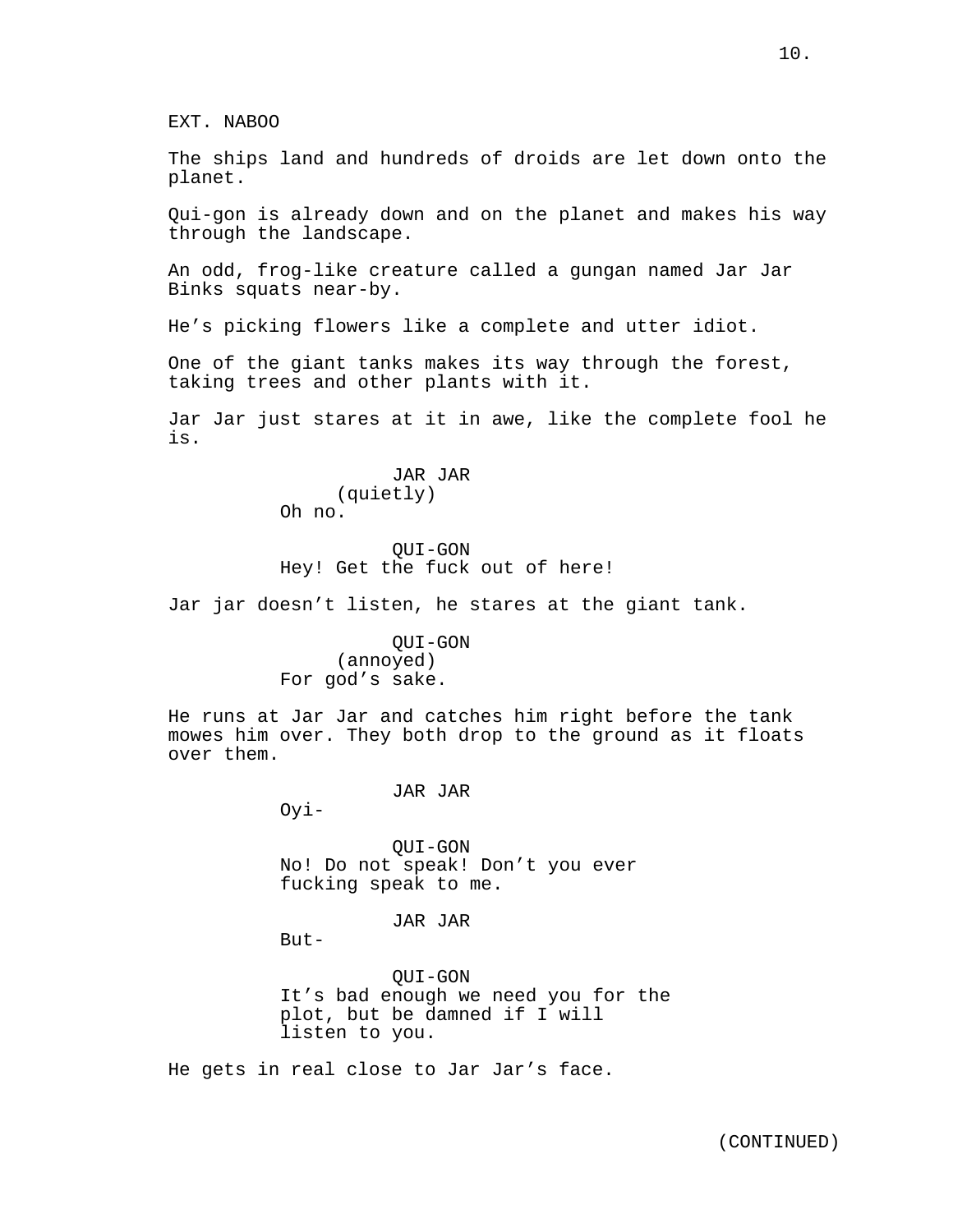EXT. NABOO

The ships land and hundreds of droids are let down onto the planet.

Qui-gon is already down and on the planet and makes his way through the landscape.

An odd, frog-like creature called a gungan named Jar Jar Binks squats near-by.

He’s picking flowers like a complete and utter idiot.

One of the giant tanks makes its way through the forest, taking trees and other plants with it.

Jar Jar just stares at it in awe, like the complete fool he is.

JAR JAR
(quietly)
Oh no.

QUI-GON
Hey! Get the fuck out of here!

Jar jar doesn’t listen, he stares at the giant tank.

QUI-GON
(annoyed)
For god’s sake.

He runs at Jar Jar and catches him right before the tank mowes him over. They both drop to the ground as it floats over them.

JAR JAR
Oyi-

QUI-GON
No! Do not speak! Don’t you ever fucking speak to me.

JAR JAR
But-

QUI-GON
It’s bad enough we need you for the plot, but be damned if I will listen to you.

He gets in real close to Jar Jar’s face.

(CONTINUED)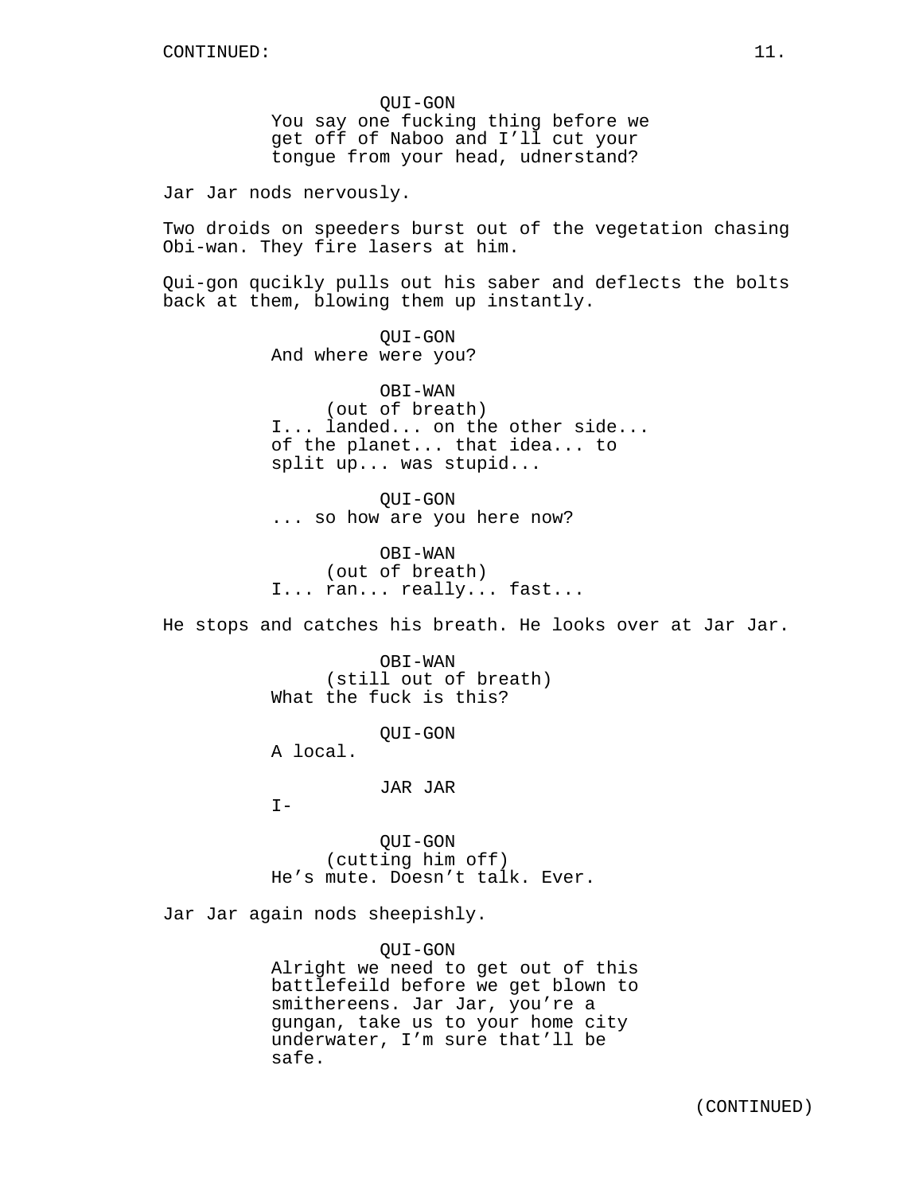QUI-GON
You say one fucking thing before we get off of Naboo and I'll cut your tongue from your head, udnerstand?

Jar Jar nods nervously.

Two droids on speeders burst out of the vegetation chasing Obi-wan. They fire lasers at him.

Qui-gon qucikly pulls out his saber and deflects the bolts back at them, blowing them up instantly.

QUI-GON
And where were you?

OBI-WAN
(out of breath)
I... landed... on the other side... of the planet... that idea... to split up... was stupid...

QUI-GON
... so how are you here now?

OBI-WAN
(out of breath)
I... ran... really... fast...

He stops and catches his breath. He looks over at Jar Jar.

OBI-WAN
(still out of breath)
What the fuck is this?

QUI-GON
A local.

JAR JAR
I-

QUI-GON
(cutting him off)
He's mute. Doesn't talk. Ever.

Jar Jar again nods sheepishly.

QUI-GON
Alright we need to get out of this battlefeild before we get blown to smithereens. Jar Jar, you're a gungan, take us to your home city underwater, I'm sure that'll be safe.

(CONTINUED)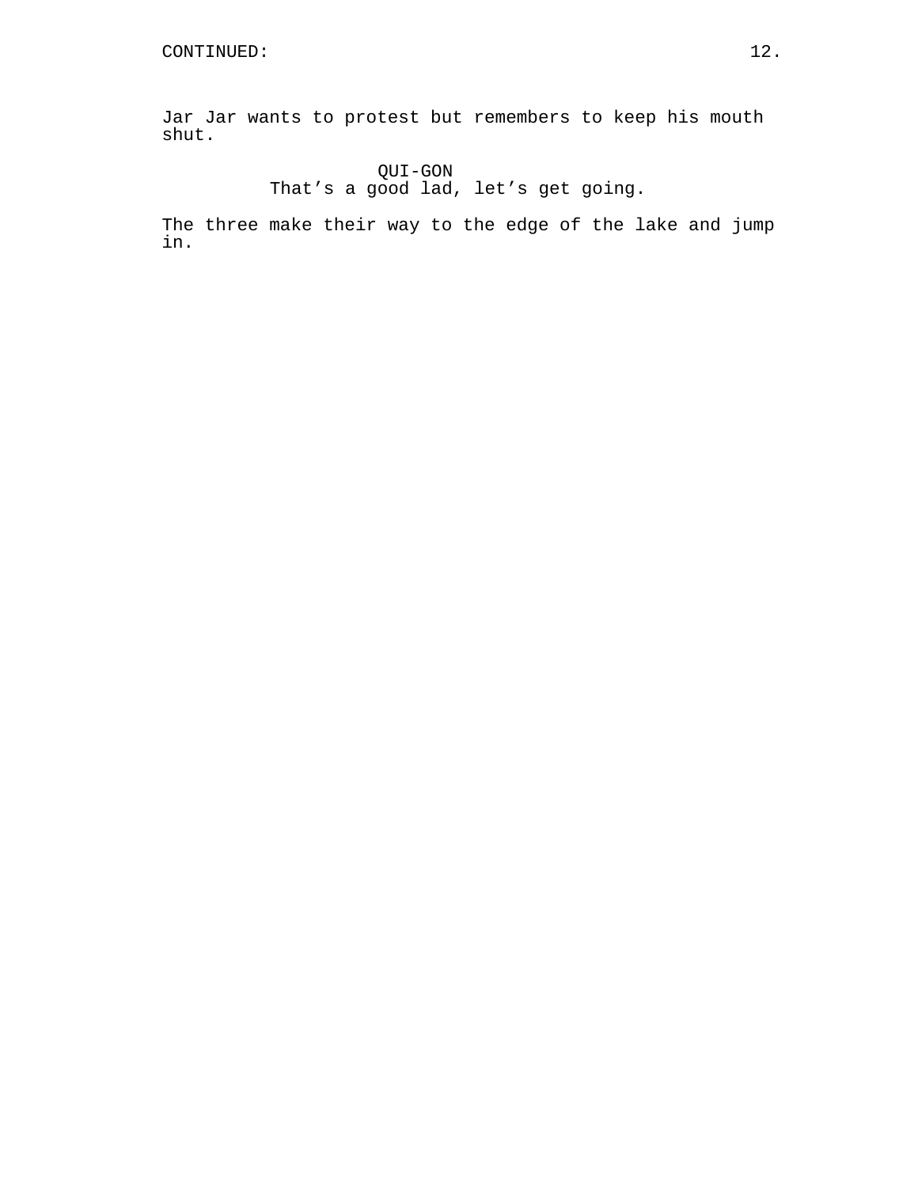Jar Jar wants to protest but remembers to keep his mouth shut.

QUI-GON
That’s a good lad, let’s get going.

The three make their way to the edge of the lake and jump in.